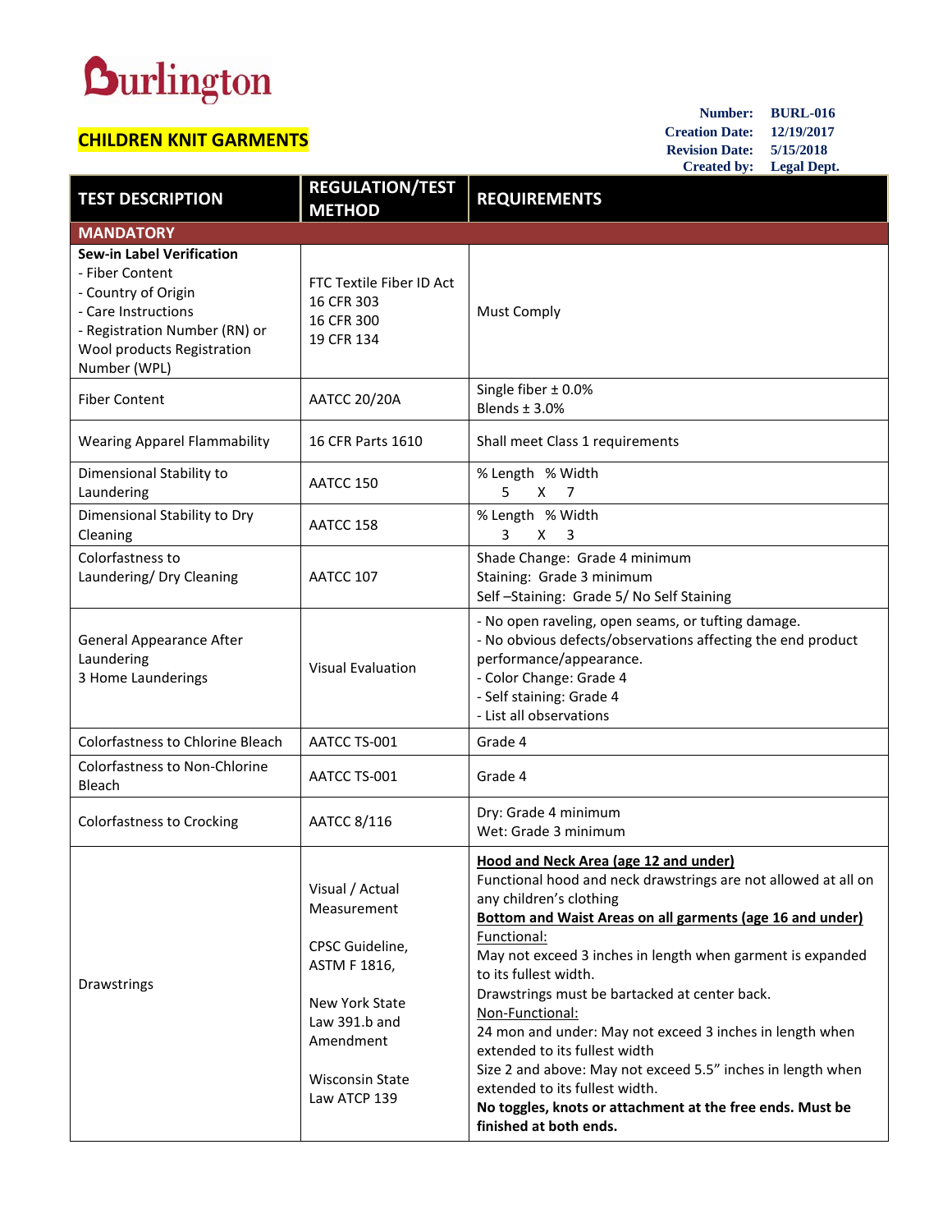**Burlington**

## CHILDREN KNIT GARMENTS

**Number:** BURL-016
**Creation Date:** 12/19/2017
**Revision Date:** 5/15/2018
**Created by:** Legal Dept.

| TEST DESCRIPTION | REGULATION/TEST METHOD | REQUIREMENTS |
|---|---|---|
| **MANDATORY** | | |
| **Sew-in Label Verification**<br>- Fiber Content<br>- Country of Origin<br>- Care Instructions<br>- Registration Number (RN) or Wool products Registration Number (WPL) | FTC Textile Fiber ID Act<br>16 CFR 303<br>16 CFR 300<br>19 CFR 134 | Must Comply |
| Fiber Content | AATCC 20/20A | Single fiber ± 0.0%<br>Blends ± 3.0% |
| Wearing Apparel Flammability | 16 CFR Parts 1610 | Shall meet Class 1 requirements |
| Dimensional Stability to Laundering | AATCC 150 | % Length % Width<br>5 X 7 |
| Dimensional Stability to Dry Cleaning | AATCC 158 | % Length % Width<br>3 X 3 |
| Colorfastness to Laundering/ Dry Cleaning | AATCC 107 | Shade Change: Grade 4 minimum<br>Staining: Grade 3 minimum<br>Self –Staining: Grade 5/ No Self Staining |
| General Appearance After Laundering<br>3 Home Launderings | Visual Evaluation | - No open raveling, open seams, or tufting damage.<br>- No obvious defects/observations affecting the end product performance/appearance.<br>- Color Change: Grade 4<br>- Self staining: Grade 4<br>- List all observations |
| Colorfastness to Chlorine Bleach | AATCC TS-001 | Grade 4 |
| Colorfastness to Non-Chlorine Bleach | AATCC TS-001 | Grade 4 |
| Colorfastness to Crocking | AATCC 8/116 | Dry: Grade 4 minimum<br>Wet: Grade 3 minimum |
| Drawstrings | Visual / Actual Measurement<br><br>CPSC Guideline, ASTM F 1816,<br><br>New York State Law 391.b and Amendment<br><br>Wisconsin State Law ATCP 139 | **Hood and Neck Area (age 12 and under)**<br>Functional hood and neck drawstrings are not allowed at all on any children's clothing<br>**Bottom and Waist Areas on all garments (age 16 and under)**<br>Functional:<br>May not exceed 3 inches in length when garment is expanded to its fullest width.<br>Drawstrings must be bartacked at center back.<br>Non-Functional:<br>24 mon and under: May not exceed 3 inches in length when extended to its fullest width<br>Size 2 and above: May not exceed 5.5" inches in length when extended to its fullest width.<br>**No toggles, knots or attachment at the free ends. Must be finished at both ends.** |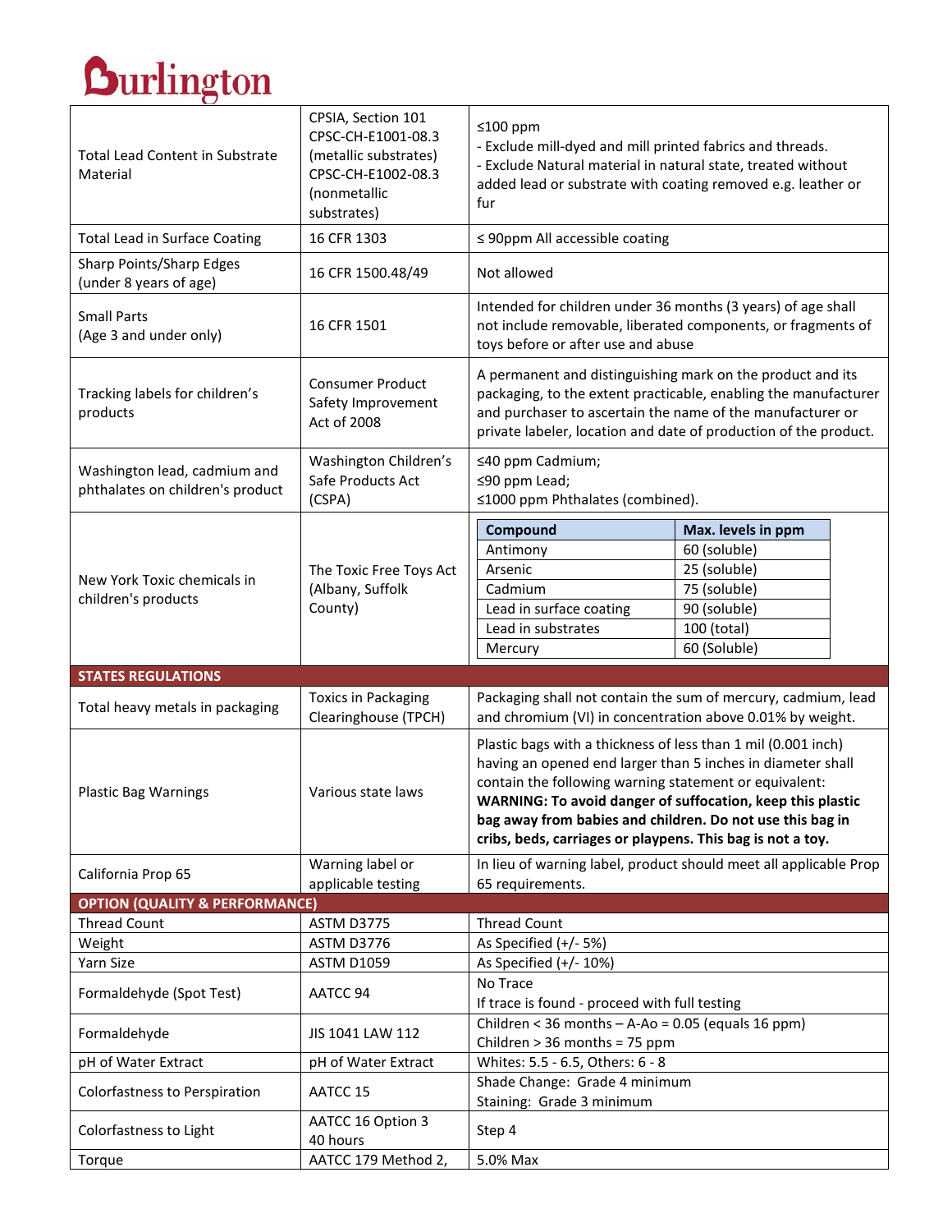**Burlington**

| | | |
|---|---|---|
| Total Lead Content in Substrate Material | CPSIA, Section 101 CPSC-CH-E1001-08.3 (metallic substrates) CPSC-CH-E1002-08.3 (nonmetallic substrates) | ≤100 ppm<br>- Exclude mill-dyed and mill printed fabrics and threads.<br>- Exclude Natural material in natural state, treated without added lead or substrate with coating removed e.g. leather or fur |
| Total Lead in Surface Coating | 16 CFR 1303 | ≤ 90ppm All accessible coating |
| Sharp Points/Sharp Edges (under 8 years of age) | 16 CFR 1500.48/49 | Not allowed |
| Small Parts (Age 3 and under only) | 16 CFR 1501 | Intended for children under 36 months (3 years) of age shall not include removable, liberated components, or fragments of toys before or after use and abuse |
| Tracking labels for children's products | Consumer Product Safety Improvement Act of 2008 | A permanent and distinguishing mark on the product and its packaging, to the extent practicable, enabling the manufacturer and purchaser to ascertain the name of the manufacturer or private labeler, location and date of production of the product. |
| Washington lead, cadmium and phthalates on children's product | Washington Children's Safe Products Act (CSPA) | ≤40 ppm Cadmium;<br>≤90 ppm Lead;<br>≤1000 ppm Phthalates (combined). |
| New York Toxic chemicals in children's products | The Toxic Free Toys Act (Albany, Suffolk County) | **Compound** / **Max. levels in ppm**<br>Antimony: 60 (soluble)<br>Arsenic: 25 (soluble)<br>Cadmium: 75 (soluble)<br>Lead in surface coating: 90 (soluble)<br>Lead in substrates: 100 (total)<br>Mercury: 60 (Soluble) |
| **STATES REGULATIONS** | | |
| Total heavy metals in packaging | Toxics in Packaging Clearinghouse (TPCH) | Packaging shall not contain the sum of mercury, cadmium, lead and chromium (VI) in concentration above 0.01% by weight. |
| Plastic Bag Warnings | Various state laws | Plastic bags with a thickness of less than 1 mil (0.001 inch) having an opened end larger than 5 inches in diameter shall contain the following warning statement or equivalent: **WARNING: To avoid danger of suffocation, keep this plastic bag away from babies and children. Do not use this bag in cribs, beds, carriages or playpens. This bag is not a toy.** |
| California Prop 65 | Warning label or applicable testing | In lieu of warning label, product should meet all applicable Prop 65 requirements. |
| **OPTION (QUALITY & PERFORMANCE)** | | |
| Thread Count | ASTM D3775 | Thread Count |
| Weight | ASTM D3776 | As Specified (+/- 5%) |
| Yarn Size | ASTM D1059 | As Specified (+/- 10%) |
| Formaldehyde (Spot Test) | AATCC 94 | No Trace<br>If trace is found - proceed with full testing |
| Formaldehyde | JIS 1041 LAW 112 | Children < 36 months – A-Ao = 0.05 (equals 16 ppm)<br>Children > 36 months = 75 ppm |
| pH of Water Extract | pH of Water Extract | Whites: 5.5 - 6.5, Others: 6 - 8 |
| Colorfastness to Perspiration | AATCC 15 | Shade Change: Grade 4 minimum<br>Staining: Grade 3 minimum |
| Colorfastness to Light | AATCC 16 Option 3 40 hours | Step 4 |
| Torque | AATCC 179 Method 2, | 5.0% Max |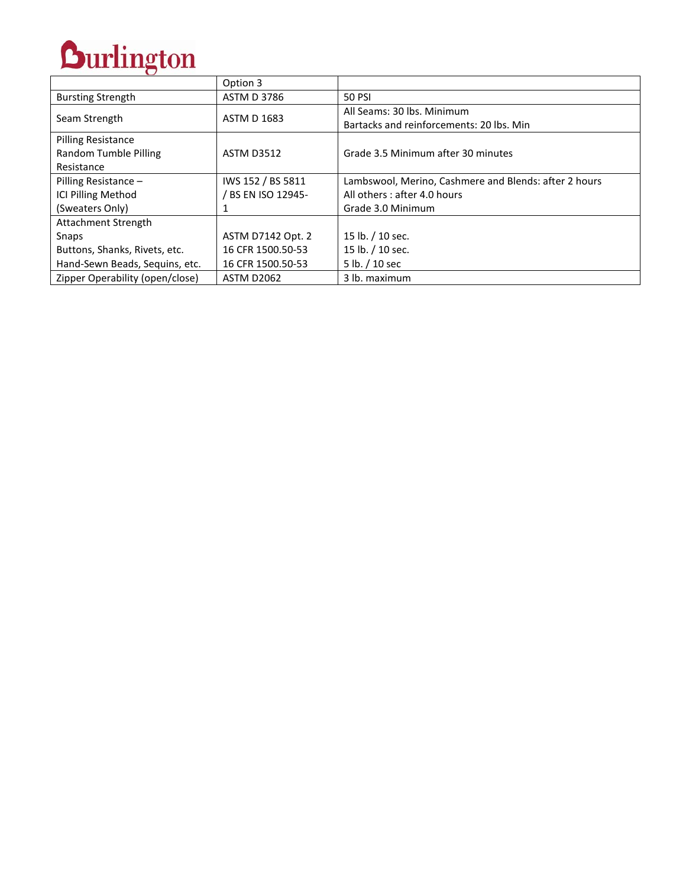|  | Option 3 |  |
| --- | --- | --- |
| Bursting Strength | ASTM D 3786 | 50 PSI |
| Seam Strength | ASTM D 1683 | All Seams: 30 lbs. Minimum<br>Bartacks and reinforcements: 20 lbs. Min |
| Pilling Resistance<br>Random Tumble Pilling Resistance | ASTM D3512 | Grade 3.5 Minimum after 30 minutes |
| Pilling Resistance –<br>ICI Pilling Method<br>(Sweaters Only) | IWS 152 / BS 5811 / BS EN ISO 12945-1 | Lambswool, Merino, Cashmere and Blends: after 2 hours<br>All others : after 4.0 hours<br>Grade 3.0 Minimum |
| Attachment Strength<br>Snaps<br>Buttons, Shanks, Rivets, etc.<br>Hand-Sewn Beads, Sequins, etc. | <br>ASTM D7142 Opt. 2<br>16 CFR 1500.50-53<br>16 CFR 1500.50-53 | <br>15 lb. / 10 sec.<br>15 lb. / 10 sec.<br>5 lb. / 10 sec |
| Zipper Operability (open/close) | ASTM D2062 | 3 lb. maximum |